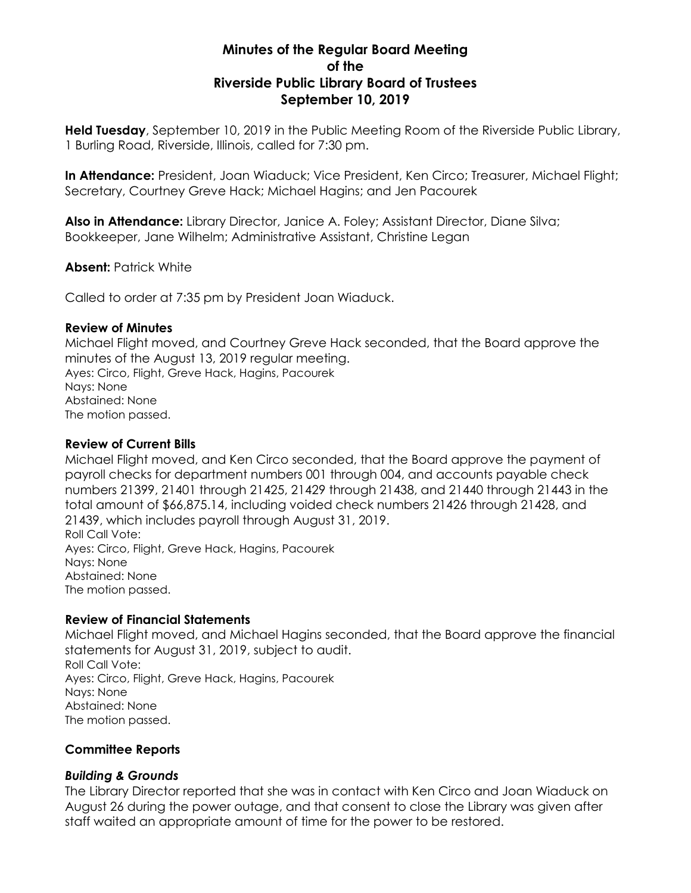# Minutes of the Regular Board Meeting of the Riverside Public Library Board of Trustees September 10, 2019

**Held Tuesday**, September 10, 2019 in the Public Meeting Room of the Riverside Public Library, 1 Burling Road, Riverside, Illinois, called for 7:30 pm.

**In Attendance:** President, Joan Wiaduck; Vice President, Ken Circo; Treasurer, Michael Flight; Secretary, Courtney Greve Hack; Michael Hagins; and Jen Pacourek

**Also in Attendance:** Library Director, Janice A. Foley; Assistant Director, Diane Silva; Bookkeeper, Jane Wilhelm; Administrative Assistant, Christine Legan

**Absent:** Patrick White

Called to order at 7:35 pm by President Joan Wiaduck.

### Review of Minutes

Michael Flight moved, and Courtney Greve Hack seconded, that the Board approve the minutes of the August 13, 2019 regular meeting.
Ayes: Circo, Flight, Greve Hack, Hagins, Pacourek
Nays: None
Abstained: None
The motion passed.

### Review of Current Bills

Michael Flight moved, and Ken Circo seconded, that the Board approve the payment of payroll checks for department numbers 001 through 004, and accounts payable check numbers 21399, 21401 through 21425, 21429 through 21438, and 21440 through 21443 in the total amount of $66,875.14, including voided check numbers 21426 through 21428, and 21439, which includes payroll through August 31, 2019.
Roll Call Vote:
Ayes: Circo, Flight, Greve Hack, Hagins, Pacourek
Nays: None
Abstained: None
The motion passed.

### Review of Financial Statements

Michael Flight moved, and Michael Hagins seconded, that the Board approve the financial statements for August 31, 2019, subject to audit.
Roll Call Vote:
Ayes: Circo, Flight, Greve Hack, Hagins, Pacourek
Nays: None
Abstained: None
The motion passed.

### Committee Reports

#### *Building & Grounds*

The Library Director reported that she was in contact with Ken Circo and Joan Wiaduck on August 26 during the power outage, and that consent to close the Library was given after staff waited an appropriate amount of time for the power to be restored.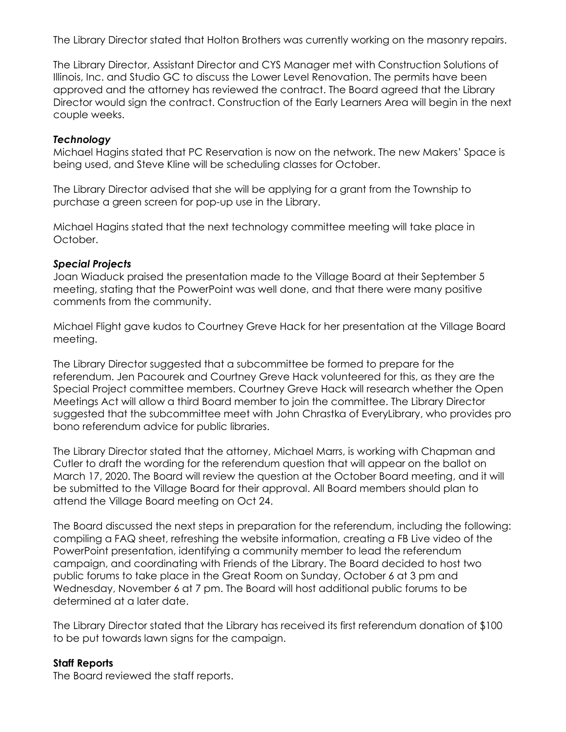The Library Director stated that Holton Brothers was currently working on the masonry repairs.

The Library Director, Assistant Director and CYS Manager met with Construction Solutions of Illinois, Inc. and Studio GC to discuss the Lower Level Renovation. The permits have been approved and the attorney has reviewed the contract. The Board agreed that the Library Director would sign the contract. Construction of the Early Learners Area will begin in the next couple weeks.

***Technology***

Michael Hagins stated that PC Reservation is now on the network. The new Makers' Space is being used, and Steve Kline will be scheduling classes for October.

The Library Director advised that she will be applying for a grant from the Township to purchase a green screen for pop-up use in the Library.

Michael Hagins stated that the next technology committee meeting will take place in October.

***Special Projects***

Joan Wiaduck praised the presentation made to the Village Board at their September 5 meeting, stating that the PowerPoint was well done, and that there were many positive comments from the community.

Michael Flight gave kudos to Courtney Greve Hack for her presentation at the Village Board meeting.

The Library Director suggested that a subcommittee be formed to prepare for the referendum. Jen Pacourek and Courtney Greve Hack volunteered for this, as they are the Special Project committee members. Courtney Greve Hack will research whether the Open Meetings Act will allow a third Board member to join the committee. The Library Director suggested that the subcommittee meet with John Chrastka of EveryLibrary, who provides pro bono referendum advice for public libraries.

The Library Director stated that the attorney, Michael Marrs, is working with Chapman and Cutler to draft the wording for the referendum question that will appear on the ballot on March 17, 2020. The Board will review the question at the October Board meeting, and it will be submitted to the Village Board for their approval. All Board members should plan to attend the Village Board meeting on Oct 24.

The Board discussed the next steps in preparation for the referendum, including the following: compiling a FAQ sheet, refreshing the website information, creating a FB Live video of the PowerPoint presentation, identifying a community member to lead the referendum campaign, and coordinating with Friends of the Library. The Board decided to host two public forums to take place in the Great Room on Sunday, October 6 at 3 pm and Wednesday, November 6 at 7 pm. The Board will host additional public forums to be determined at a later date.

The Library Director stated that the Library has received its first referendum donation of $100 to be put towards lawn signs for the campaign.

**Staff Reports**

The Board reviewed the staff reports.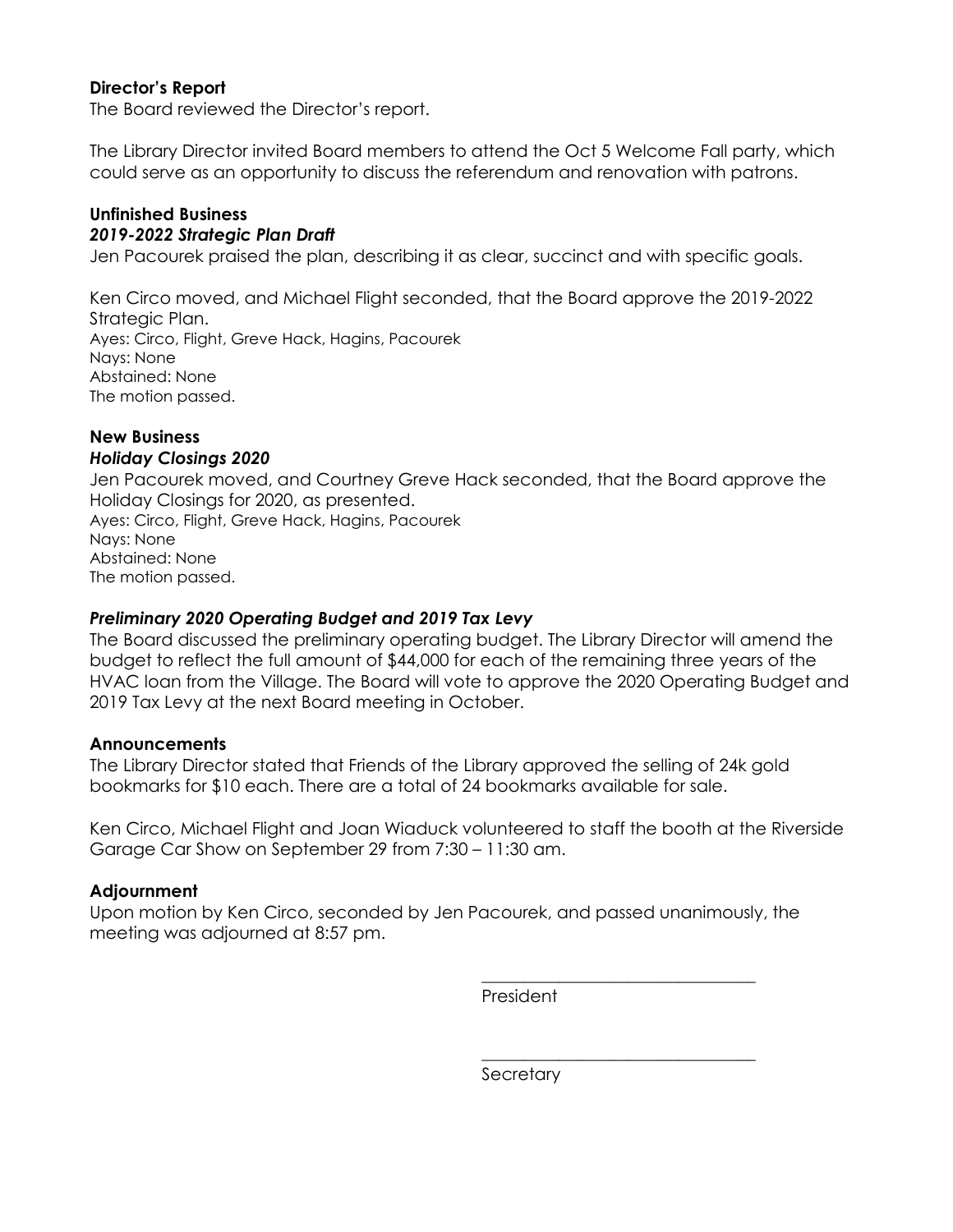**Director's Report**

The Board reviewed the Director's report.

The Library Director invited Board members to attend the Oct 5 Welcome Fall party, which could serve as an opportunity to discuss the referendum and renovation with patrons.

**Unfinished Business**

***2019-2022 Strategic Plan Draft***

Jen Pacourek praised the plan, describing it as clear, succinct and with specific goals.

Ken Circo moved, and Michael Flight seconded, that the Board approve the 2019-2022 Strategic Plan.
Ayes: Circo, Flight, Greve Hack, Hagins, Pacourek
Nays: None
Abstained: None
The motion passed.

**New Business**

***Holiday Closings 2020***

Jen Pacourek moved, and Courtney Greve Hack seconded, that the Board approve the Holiday Closings for 2020, as presented.
Ayes: Circo, Flight, Greve Hack, Hagins, Pacourek
Nays: None
Abstained: None
The motion passed.

***Preliminary 2020 Operating Budget and 2019 Tax Levy***

The Board discussed the preliminary operating budget. The Library Director will amend the budget to reflect the full amount of $44,000 for each of the remaining three years of the HVAC loan from the Village. The Board will vote to approve the 2020 Operating Budget and 2019 Tax Levy at the next Board meeting in October.

**Announcements**

The Library Director stated that Friends of the Library approved the selling of 24k gold bookmarks for $10 each. There are a total of 24 bookmarks available for sale.

Ken Circo, Michael Flight and Joan Wiaduck volunteered to staff the booth at the Riverside Garage Car Show on September 29 from 7:30 – 11:30 am.

**Adjournment**

Upon motion by Ken Circo, seconded by Jen Pacourek, and passed unanimously, the meeting was adjourned at 8:57 pm.

_______________________________
President

_______________________________
Secretary